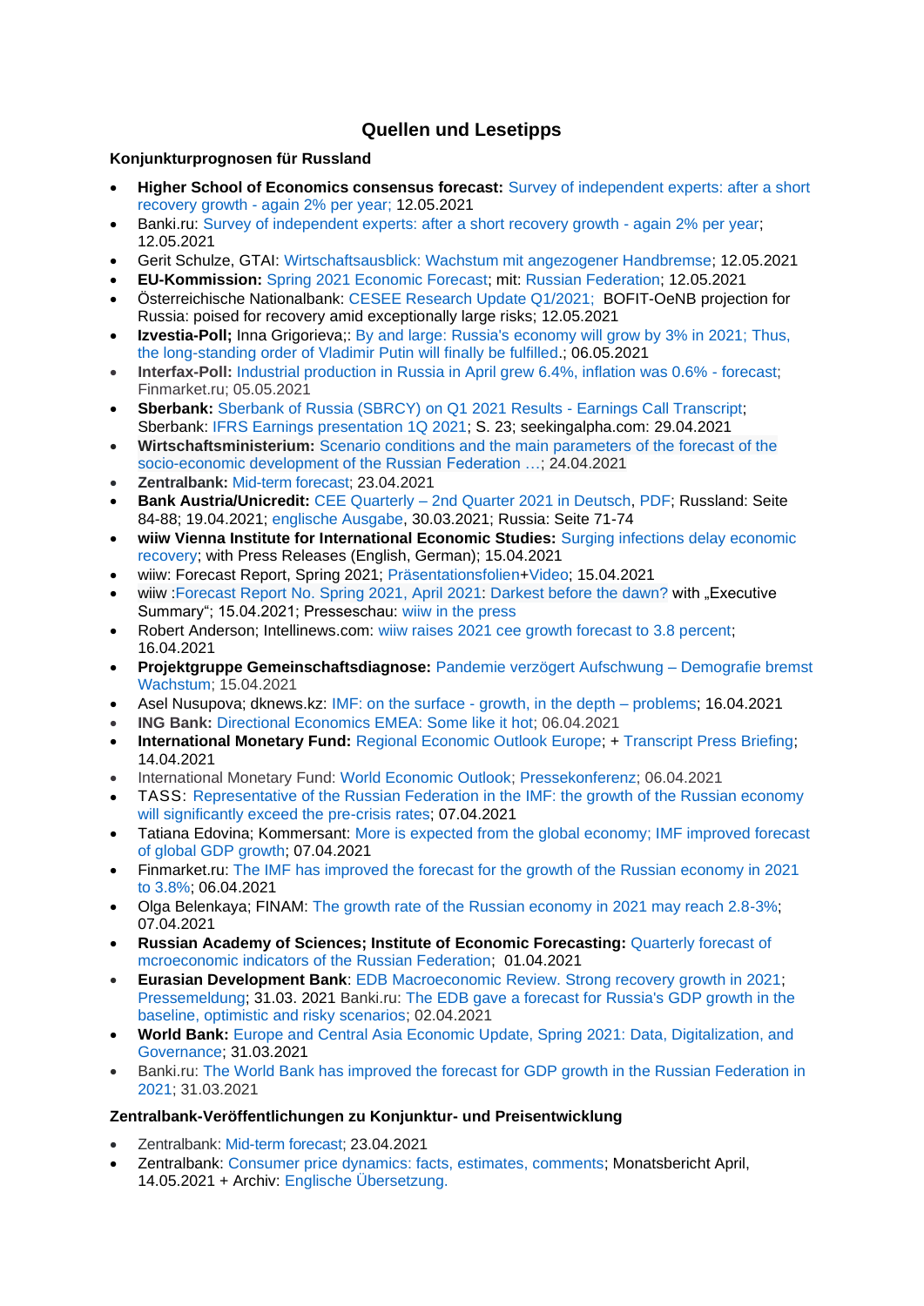# Quellen und Lesetipps

## Konjunkturprognosen für Russland

- **Higher School of Economics consensus forecast:** Survey of independent experts: after a short recovery growth - again 2% per year; 12.05.2021
- Banki.ru: Survey of independent experts: after a short recovery growth - again 2% per year; 12.05.2021
- Gerit Schulze, GTAI: Wirtschaftsausblick: Wachstum mit angezogener Handbremse; 12.05.2021
- **EU-Kommission:** Spring 2021 Economic Forecast; mit: Russian Federation; 12.05.2021
- Österreichische Nationalbank: CESEE Research Update Q1/2021; BOFIT-OeNB projection for Russia: poised for recovery amid exceptionally large risks; 12.05.2021
- **Izvestia-Poll;** Inna Grigorieva;: By and large: Russia's economy will grow by 3% in 2021; Thus, the long-standing order of Vladimir Putin will finally be fulfilled.; 06.05.2021
- **Interfax-Poll:** Industrial production in Russia in April grew 6.4%, inflation was 0.6% - forecast; Finmarket.ru; 05.05.2021
- **Sberbank:** Sberbank of Russia (SBRCY) on Q1 2021 Results - Earnings Call Transcript; Sberbank: IFRS Earnings presentation 1Q 2021; S. 23; seekingalpha.com: 29.04.2021
- **Wirtschaftsministerium:** Scenario conditions and the main parameters of the forecast of the socio-economic development of the Russian Federation …; 24.04.2021
- **Zentralbank:** Mid-term forecast; 23.04.2021
- **Bank Austria/Unicredit:** CEE Quarterly – 2nd Quarter 2021 in Deutsch, PDF; Russland: Seite 84-88; 19.04.2021; englische Ausgabe, 30.03.2021; Russia: Seite 71-74
- **wiiw Vienna Institute for International Economic Studies:** Surging infections delay economic recovery; with Press Releases (English, German); 15.04.2021
- wiiw: Forecast Report, Spring 2021; Präsentationsfolien+Video; 15.04.2021
- wiiw :Forecast Report No. Spring 2021, April 2021: Darkest before the dawn? with „Executive Summary"; 15.04.2021; Presseschau: wiiw in the press
- Robert Anderson; Intellinews.com: wiiw raises 2021 cee growth forecast to 3.8 percent; 16.04.2021
- **Projektgruppe Gemeinschaftsdiagnose:** Pandemie verzögert Aufschwung – Demografie bremst Wachstum; 15.04.2021
- Asel Nusupova; dknews.kz: IMF: on the surface - growth, in the depth – problems; 16.04.2021
- **ING Bank:** Directional Economics EMEA: Some like it hot; 06.04.2021
- **International Monetary Fund:** Regional Economic Outlook Europe; + Transcript Press Briefing; 14.04.2021
- International Monetary Fund: World Economic Outlook; Pressekonferenz; 06.04.2021
- TASS: Representative of the Russian Federation in the IMF: the growth of the Russian economy will significantly exceed the pre-crisis rates; 07.04.2021
- Tatiana Edovina; Kommersant: More is expected from the global economy; IMF improved forecast of global GDP growth; 07.04.2021
- Finmarket.ru: The IMF has improved the forecast for the growth of the Russian economy in 2021 to 3.8%; 06.04.2021
- Olga Belenkaya; FINAM: The growth rate of the Russian economy in 2021 may reach 2.8-3%; 07.04.2021
- **Russian Academy of Sciences; Institute of Economic Forecasting:** Quarterly forecast of mcroeconomic indicators of the Russian Federation; 01.04.2021
- **Eurasian Development Bank**: EDB Macroeconomic Review. Strong recovery growth in 2021; Pressemeldung; 31.03. 2021 Banki.ru: The EDB gave a forecast for Russia's GDP growth in the baseline, optimistic and risky scenarios; 02.04.2021
- **World Bank:** Europe and Central Asia Economic Update, Spring 2021: Data, Digitalization, and Governance; 31.03.2021
- Banki.ru: The World Bank has improved the forecast for GDP growth in the Russian Federation in 2021; 31.03.2021

## Zentralbank-Veröffentlichungen zu Konjunktur- und Preisentwicklung

- Zentralbank: Mid-term forecast; 23.04.2021
- Zentralbank: Consumer price dynamics: facts, estimates, comments; Monatsbericht April, 14.05.2021 + Archiv: Englische Übersetzung.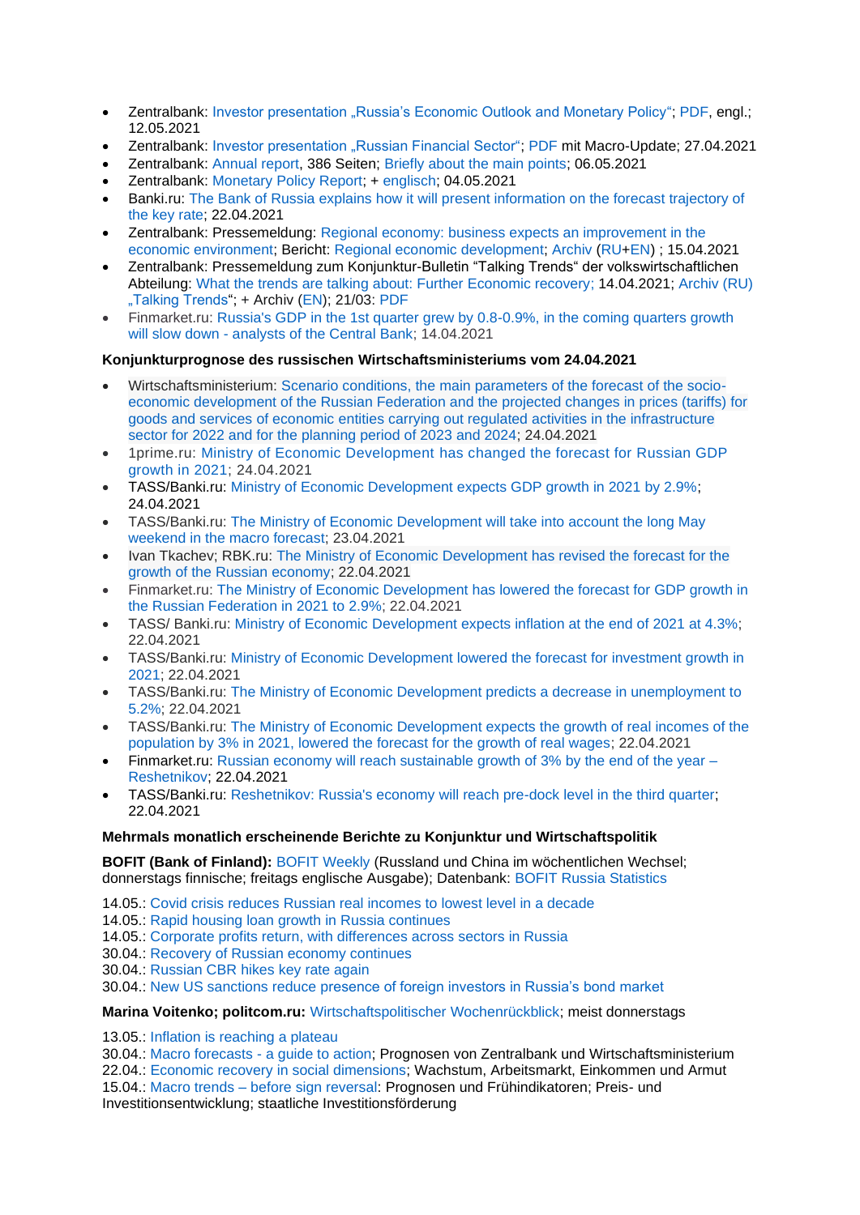- Zentralbank: Investor presentation „Russia's Economic Outlook and Monetary Policy"; PDF, engl.; 12.05.2021
- Zentralbank: Investor presentation „Russian Financial Sector"; PDF mit Macro-Update; 27.04.2021
- Zentralbank: Annual report, 386 Seiten; Briefly about the main points; 06.05.2021
- Zentralbank: Monetary Policy Report; + englisch; 04.05.2021
- Banki.ru: The Bank of Russia explains how it will present information on the forecast trajectory of the key rate; 22.04.2021
- Zentralbank: Pressemeldung: Regional economy: business expects an improvement in the economic environment; Bericht: Regional economic development; Archiv (RU+EN) ; 15.04.2021
- Zentralbank: Pressemeldung zum Konjunktur-Bulletin "Talking Trends" der volkswirtschaftlichen Abteilung: What the trends are talking about: Further Economic recovery; 14.04.2021; Archiv (RU) „Talking Trends"; + Archiv (EN); 21/03: PDF
- Finmarket.ru: Russia's GDP in the 1st quarter grew by 0.8-0.9%, in the coming quarters growth will slow down - analysts of the Central Bank; 14.04.2021

**Konjunkturprognose des russischen Wirtschaftsministeriums vom 24.04.2021**

- Wirtschaftsministerium: Scenario conditions, the main parameters of the forecast of the socio-economic development of the Russian Federation and the projected changes in prices (tariffs) for goods and services of economic entities carrying out regulated activities in the infrastructure sector for 2022 and for the planning period of 2023 and 2024; 24.04.2021
- 1prime.ru: Ministry of Economic Development has changed the forecast for Russian GDP growth in 2021; 24.04.2021
- TASS/Banki.ru: Ministry of Economic Development expects GDP growth in 2021 by 2.9%; 24.04.2021
- TASS/Banki.ru: The Ministry of Economic Development will take into account the long May weekend in the macro forecast; 23.04.2021
- Ivan Tkachev; RBK.ru: The Ministry of Economic Development has revised the forecast for the growth of the Russian economy; 22.04.2021
- Finmarket.ru: The Ministry of Economic Development has lowered the forecast for GDP growth in the Russian Federation in 2021 to 2.9%; 22.04.2021
- TASS/ Banki.ru: Ministry of Economic Development expects inflation at the end of 2021 at 4.3%; 22.04.2021
- TASS/Banki.ru: Ministry of Economic Development lowered the forecast for investment growth in 2021; 22.04.2021
- TASS/Banki.ru: The Ministry of Economic Development predicts a decrease in unemployment to 5.2%; 22.04.2021
- TASS/Banki.ru: The Ministry of Economic Development expects the growth of real incomes of the population by 3% in 2021, lowered the forecast for the growth of real wages; 22.04.2021
- Finmarket.ru: Russian economy will reach sustainable growth of 3% by the end of the year – Reshetnikov; 22.04.2021
- TASS/Banki.ru: Reshetnikov: Russia's economy will reach pre-dock level in the third quarter; 22.04.2021

**Mehrmals monatlich erscheinende Berichte zu Konjunktur und Wirtschaftspolitik**

**BOFIT (Bank of Finland):** BOFIT Weekly (Russland und China im wöchentlichen Wechsel; donnerstags finnische; freitags englische Ausgabe); Datenbank: BOFIT Russia Statistics

14.05.: Covid crisis reduces Russian real incomes to lowest level in a decade
14.05.: Rapid housing loan growth in Russia continues
14.05.: Corporate profits return, with differences across sectors in Russia
30.04.: Recovery of Russian economy continues
30.04.: Russian CBR hikes key rate again
30.04.: New US sanctions reduce presence of foreign investors in Russia's bond market

**Marina Voitenko; politcom.ru:** Wirtschaftspolitischer Wochenrückblick; meist donnerstags

13.05.: Inflation is reaching a plateau
30.04.: Macro forecasts - a guide to action; Prognosen von Zentralbank und Wirtschaftsministerium
22.04.: Economic recovery in social dimensions; Wachstum, Arbeitsmarkt, Einkommen und Armut
15.04.: Macro trends – before sign reversal: Prognosen und Frühindikatoren; Preis- und Investitionsentwicklung; staatliche Investitionsförderung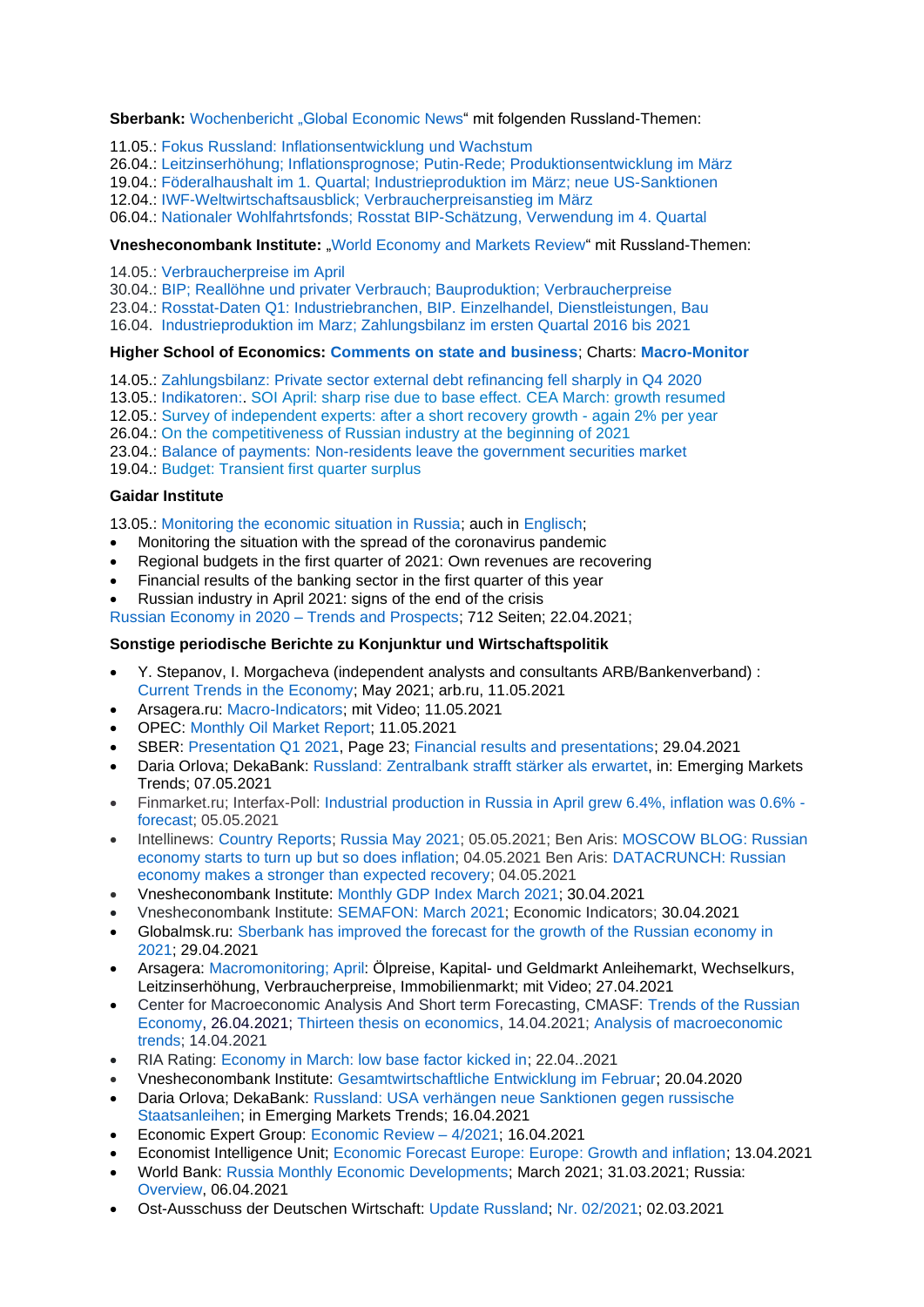**Sberbank:** Wochenbericht „Global Economic News" mit folgenden Russland-Themen:

11.05.: Fokus Russland: Inflationsentwicklung und Wachstum
26.04.: Leitzinserhöhung; Inflationsprognose; Putin-Rede; Produktionsentwicklung im März
19.04.: Föderalhaushalt im 1. Quartal; Industrieproduktion im März; neue US-Sanktionen
12.04.: IWF-Weltwirtschaftsausblick; Verbraucherpreisanstieg im März
06.04.: Nationaler Wohlfahrtsfonds; Rosstat BIP-Schätzung, Verwendung im 4. Quartal

**Vnesheconombank Institute:** „World Economy and Markets Review" mit Russland-Themen:

14.05.: Verbraucherpreise im April
30.04.: BIP; Reallöhne und privater Verbrauch; Bauproduktion; Verbraucherpreise
23.04.: Rosstat-Daten Q1: Industriebranchen, BIP. Einzelhandel, Dienstleistungen, Bau
16.04. Industrieproduktion im Marz; Zahlungsbilanz im ersten Quartal 2016 bis 2021

**Higher School of Economics: Comments on state and business**; Charts: **Macro-Monitor**

14.05.: Zahlungsbilanz: Private sector external debt refinancing fell sharply in Q4 2020
13.05.: Indikatoren:. SOI April: sharp rise due to base effect. CEA March: growth resumed
12.05.: Survey of independent experts: after a short recovery growth - again 2% per year
26.04.: On the competitiveness of Russian industry at the beginning of 2021
23.04.: Balance of payments: Non-residents leave the government securities market
19.04.: Budget: Transient first quarter surplus

**Gaidar Institute**

13.05.: Monitoring the economic situation in Russia; auch in Englisch;

- Monitoring the situation with the spread of the coronavirus pandemic
- Regional budgets in the first quarter of 2021: Own revenues are recovering
- Financial results of the banking sector in the first quarter of this year
- Russian industry in April 2021: signs of the end of the crisis

Russian Economy in 2020 – Trends and Prospects; 712 Seiten; 22.04.2021;

**Sonstige periodische Berichte zu Konjunktur und Wirtschaftspolitik**

- Y. Stepanov, I. Morgacheva (independent analysts and consultants ARB/Bankenverband) : Current Trends in the Economy; May 2021; arb.ru, 11.05.2021
- Arsagera.ru: Macro-Indicators; mit Video; 11.05.2021
- OPEC: Monthly Oil Market Report; 11.05.2021
- SBER: Presentation Q1 2021, Page 23; Financial results and presentations; 29.04.2021
- Daria Orlova; DekaBank: Russland: Zentralbank strafft stärker als erwartet, in: Emerging Markets Trends; 07.05.2021
- Finmarket.ru; Interfax-Poll: Industrial production in Russia in April grew 6.4%, inflation was 0.6% - forecast; 05.05.2021
- Intellinews: Country Reports; Russia May 2021; 05.05.2021; Ben Aris: MOSCOW BLOG: Russian economy starts to turn up but so does inflation; 04.05.2021 Ben Aris: DATACRUNCH: Russian economy makes a stronger than expected recovery; 04.05.2021
- Vnesheconombank Institute: Monthly GDP Index March 2021; 30.04.2021
- Vnesheconombank Institute: SEMAFON: March 2021; Economic Indicators; 30.04.2021
- Globalmsk.ru: Sberbank has improved the forecast for the growth of the Russian economy in 2021; 29.04.2021
- Arsagera: Macromonitoring; April: Ölpreise, Kapital- und Geldmarkt Anleihemarkt, Wechselkurs, Leitzinserhöhung, Verbraucherpreise, Immobilienmarkt; mit Video; 27.04.2021
- Center for Macroeconomic Analysis And Short term Forecasting, CMASF: Trends of the Russian Economy, 26.04.2021; Thirteen thesis on economics, 14.04.2021; Analysis of macroeconomic trends; 14.04.2021
- RIA Rating: Economy in March: low base factor kicked in; 22.04..2021
- Vnesheconombank Institute: Gesamtwirtschaftliche Entwicklung im Februar; 20.04.2020
- Daria Orlova; DekaBank: Russland: USA verhängen neue Sanktionen gegen russische Staatsanleihen; in Emerging Markets Trends; 16.04.2021
- Economic Expert Group: Economic Review – 4/2021; 16.04.2021
- Economist Intelligence Unit; Economic Forecast Europe: Europe: Growth and inflation; 13.04.2021
- World Bank: Russia Monthly Economic Developments; March 2021; 31.03.2021; Russia: Overview, 06.04.2021
- Ost-Ausschuss der Deutschen Wirtschaft: Update Russland; Nr. 02/2021; 02.03.2021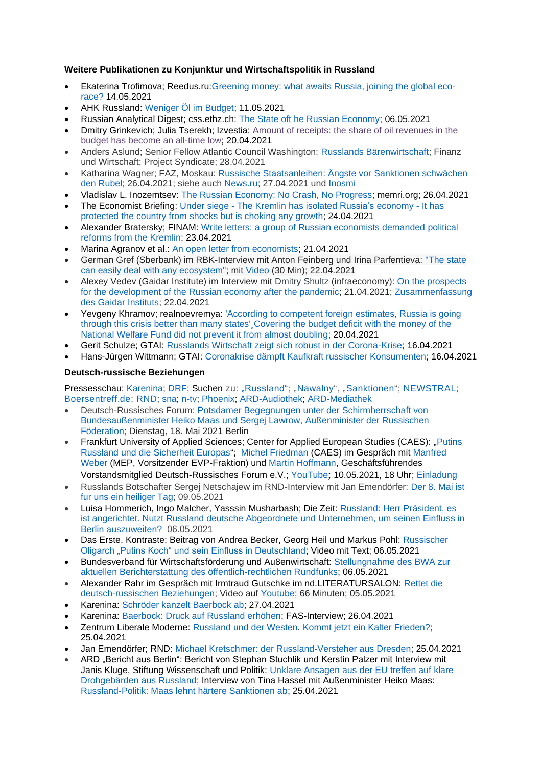**Weitere Publikationen zu Konjunktur und Wirtschaftspolitik in Russland**

- Ekaterina Trofimova; Reedus.ru:Greening money: what awaits Russia, joining the global eco-race? 14.05.2021
- AHK Russland: Weniger Öl im Budget; 11.05.2021
- Russian Analytical Digest; css.ethz.ch: The State oft he Russian Economy; 06.05.2021
- Dmitry Grinkevich; Julia Tserekh; Izvestia: Amount of receipts: the share of oil revenues in the budget has become an all-time low; 20.04.2021
- Anders Aslund; Senior Fellow Atlantic Council Washington: Russlands Bärenwirtschaft; Finanz und Wirtschaft; Project Syndicate; 28.04.2021
- Katharina Wagner; FAZ, Moskau: Russische Staatsanleihen: Ängste vor Sanktionen schwächen den Rubel; 26.04.2021; siehe auch News.ru; 27.04.2021 und Inosmi
- Vladislav L. Inozemtsev: The Russian Economy: No Crash, No Progress; memri.org; 26.04.2021
- The Economist Briefing: Under siege - The Kremlin has isolated Russia's economy - It has protected the country from shocks but is choking any growth; 24.04.2021
- Alexander Bratersky; FINAM: Write letters: a group of Russian economists demanded political reforms from the Kremlin; 23.04.2021
- Marina Agranov et al.: An open letter from economists; 21.04.2021
- German Gref (Sberbank) im RBK-Interview mit Anton Feinberg und Irina Parfentieva: "The state can easily deal with any ecosystem"; mit Video (30 Min); 22.04.2021
- Alexey Vedev (Gaidar Institute) im Interview mit Dmitry Shultz (infraeconomy): On the prospects for the development of the Russian economy after the pandemic; 21.04.2021; Zusammenfassung des Gaidar Instituts; 22.04.2021
- Yevgeny Khramov; realnoevremya: 'According to competent foreign estimates, Russia is going through this crisis better than many states',Covering the budget deficit with the money of the National Welfare Fund did not prevent it from almost doubling; 20.04.2021
- Gerit Schulze; GTAI: Russlands Wirtschaft zeigt sich robust in der Corona-Krise; 16.04.2021
- Hans-Jürgen Wittmann; GTAI: Coronakrise dämpft Kaufkraft russischer Konsumenten; 16.04.2021

**Deutsch-russische Beziehungen**

Pressesschau: Karenina; DRF; Suchen zu: „Russland"; „Nawalny", „Sanktionen"; NEWSTRAL; Boersentreff.de; RND; sna; n-tv; Phoenix; ARD-Audiothek; ARD-Mediathek

- Deutsch-Russisches Forum: Potsdamer Begegnungen unter der Schirmherrschaft von Bundesaußenminister Heiko Maas und Sergej Lawrow, Außenminister der Russischen Föderation; Dienstag, 18. Mai 2021 Berlin
- Frankfurt University of Applied Sciences; Center for Applied European Studies (CAES): „Putins Russland und die Sicherheit Europas"; Michel Friedman (CAES) im Gespräch mit Manfred Weber (MEP, Vorsitzender EVP-Fraktion) und Martin Hoffmann, Geschäftsführendes Vorstandsmitglied Deutsch-Russisches Forum e.V.; YouTube; 10.05.2021, 18 Uhr; Einladung
- Russlands Botschafter Sergej Netschajew im RND-Interview mit Jan Emendörfer: Der 8. Mai ist fur uns ein heiliger Tag; 09.05.2021
- Luisa Hommerich, Ingo Malcher, Yasssin Musharbash; Die Zeit: Russland: Herr Präsident, es ist angerichtet. Nutzt Russland deutsche Abgeordnete und Unternehmen, um seinen Einfluss in Berlin auszuweiten? 06.05.2021
- Das Erste, Kontraste; Beitrag von Andrea Becker, Georg Heil und Markus Pohl: Russischer Oligarch „Putins Koch" und sein Einfluss in Deutschland; Video mit Text; 06.05.2021
- Bundesverband für Wirtschaftsförderung und Außenwirtschaft: Stellungnahme des BWA zur aktuellen Berichterstattung des öffentlich-rechtlichen Rundfunks; 06.05.2021
- Alexander Rahr im Gespräch mit Irmtraud Gutschke im nd.LITERATURSALON: Rettet die deutsch-russischen Beziehungen; Video auf Youtube; 66 Minuten; 05.05.2021
- Karenina: Schröder kanzelt Baerbock ab; 27.04.2021
- Karenina: Baerbock: Druck auf Russland erhöhen; FAS-Interview; 26.04.2021
- Zentrum Liberale Moderne: Russland und der Westen. Kommt jetzt ein Kalter Frieden?; 25.04.2021
- Jan Emendörfer; RND: Michael Kretschmer: der Russland-Versteher aus Dresden; 25.04.2021
- ARD „Bericht aus Berlin": Bericht von Stephan Stuchlik und Kerstin Palzer mit Interview mit Janis Kluge, Stiftung Wissenschaft und Politik: Unklare Ansagen aus der EU treffen auf klare Drohgebärden aus Russland; Interview von Tina Hassel mit Außenminister Heiko Maas: Russland-Politik: Maas lehnt härtere Sanktionen ab; 25.04.2021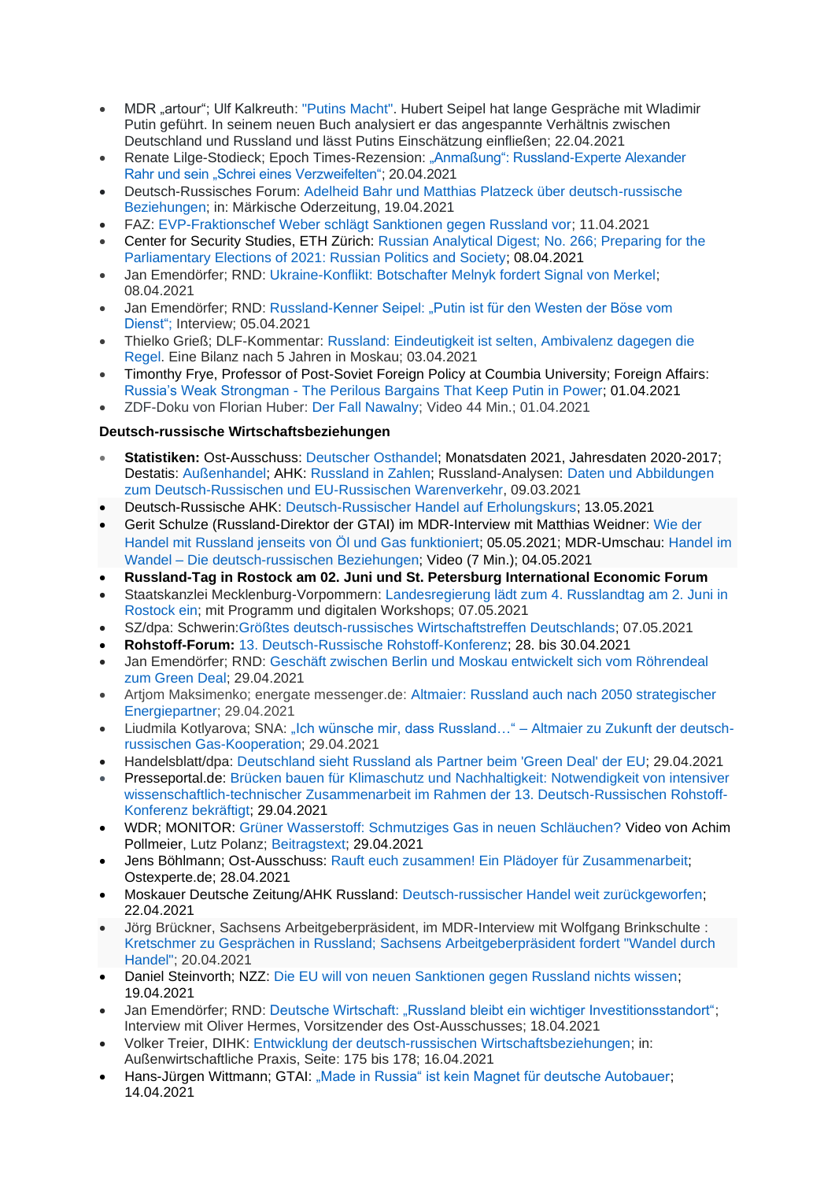- MDR „artour“; Ulf Kalkreuth: "Putins Macht". Hubert Seipel hat lange Gespräche mit Wladimir Putin geführt. In seinem neuen Buch analysiert er das angespannte Verhältnis zwischen Deutschland und Russland und lässt Putins Einschätzung einfließen; 22.04.2021
- Renate Lilge-Stodieck; Epoch Times-Rezension: „Anmaßung“: Russland-Experte Alexander Rahr und sein „Schrei eines Verzweifelten“; 20.04.2021
- Deutsch-Russisches Forum: Adelheid Bahr und Matthias Platzeck über deutsch-russische Beziehungen; in: Märkische Oderzeitung, 19.04.2021
- FAZ: EVP-Fraktionschef Weber schlägt Sanktionen gegen Russland vor; 11.04.2021
- Center for Security Studies, ETH Zürich: Russian Analytical Digest; No. 266; Preparing for the Parliamentary Elections of 2021: Russian Politics and Society; 08.04.2021
- Jan Emendörfer; RND: Ukraine-Konflikt: Botschafter Melnyk fordert Signal von Merkel; 08.04.2021
- Jan Emendörfer; RND: Russland-Kenner Seipel: „Putin ist für den Westen der Böse vom Dienst“; Interview; 05.04.2021
- Thielko Grieß; DLF-Kommentar: Russland: Eindeutigkeit ist selten, Ambivalenz dagegen die Regel. Eine Bilanz nach 5 Jahren in Moskau; 03.04.2021
- Timonthy Frye, Professor of Post-Soviet Foreign Policy at Coumbia University; Foreign Affairs: Russia's Weak Strongman - The Perilous Bargains That Keep Putin in Power; 01.04.2021
- ZDF-Doku von Florian Huber: Der Fall Nawalny; Video 44 Min.; 01.04.2021

**Deutsch-russische Wirtschaftsbeziehungen**

- **Statistiken:** Ost-Ausschuss: Deutscher Osthandel; Monatsdaten 2021, Jahresdaten 2020-2017; Destatis: Außenhandel; AHK: Russland in Zahlen; Russland-Analysen: Daten und Abbildungen zum Deutsch-Russischen und EU-Russischen Warenverkehr, 09.03.2021
- Deutsch-Russische AHK: Deutsch-Russischer Handel auf Erholungskurs; 13.05.2021
- Gerit Schulze (Russland-Direktor der GTAI) im MDR-Interview mit Matthias Weidner: Wie der Handel mit Russland jenseits von Öl und Gas funktioniert; 05.05.2021; MDR-Umschau: Handel im Wandel – Die deutsch-russischen Beziehungen; Video (7 Min.); 04.05.2021
- **Russland-Tag in Rostock am 02. Juni und St. Petersburg International Economic Forum**
- Staatskanzlei Mecklenburg-Vorpommern: Landesregierung lädt zum 4. Russlandtag am 2. Juni in Rostock ein; mit Programm und digitalen Workshops; 07.05.2021
- SZ/dpa: Schwerin:Größtes deutsch-russisches Wirtschaftstreffen Deutschlands; 07.05.2021
- **Rohstoff-Forum:** 13. Deutsch-Russische Rohstoff-Konferenz; 28. bis 30.04.2021
- Jan Emendörfer; RND: Geschäft zwischen Berlin und Moskau entwickelt sich vom Röhrendeal zum Green Deal; 29.04.2021
- Artjom Maksimenko; energate messenger.de: Altmaier: Russland auch nach 2050 strategischer Energiepartner; 29.04.2021
- Liudmila Kotlyarova; SNA: „Ich wünsche mir, dass Russland…“ – Altmaier zu Zukunft der deutsch-russischen Gas-Kooperation; 29.04.2021
- Handelsblatt/dpa: Deutschland sieht Russland als Partner beim 'Green Deal' der EU; 29.04.2021
- Presseportal.de: Brücken bauen für Klimaschutz und Nachhaltigkeit: Notwendigkeit von intensiver wissenschaftlich-technischer Zusammenarbeit im Rahmen der 13. Deutsch-Russischen Rohstoff-Konferenz bekräftigt; 29.04.2021
- WDR; MONITOR: Grüner Wasserstoff: Schmutziges Gas in neuen Schläuchen? Video von Achim Pollmeier, Lutz Polanz; Beitragstext; 29.04.2021
- Jens Böhlmann; Ost-Ausschuss: Rauft euch zusammen! Ein Plädoyer für Zusammenarbeit; Ostexperte.de; 28.04.2021
- Moskauer Deutsche Zeitung/AHK Russland: Deutsch-russischer Handel weit zurückgeworfen; 22.04.2021
- Jörg Brückner, Sachsens Arbeitgeberpräsident, im MDR-Interview mit Wolfgang Brinkschulte : Kretschmer zu Gesprächen in Russland; Sachsens Arbeitgeberpräsident fordert "Wandel durch Handel"; 20.04.2021
- Daniel Steinvorth; NZZ: Die EU will von neuen Sanktionen gegen Russland nichts wissen; 19.04.2021
- Jan Emendörfer; RND: Deutsche Wirtschaft: „Russland bleibt ein wichtiger Investitionsstandort“; Interview mit Oliver Hermes, Vorsitzender des Ost-Ausschusses; 18.04.2021
- Volker Treier, DIHK: Entwicklung der deutsch-russischen Wirtschaftsbeziehungen; in: Außenwirtschaftliche Praxis, Seite: 175 bis 178; 16.04.2021
- Hans-Jürgen Wittmann; GTAI: „Made in Russia“ ist kein Magnet für deutsche Autobauer; 14.04.2021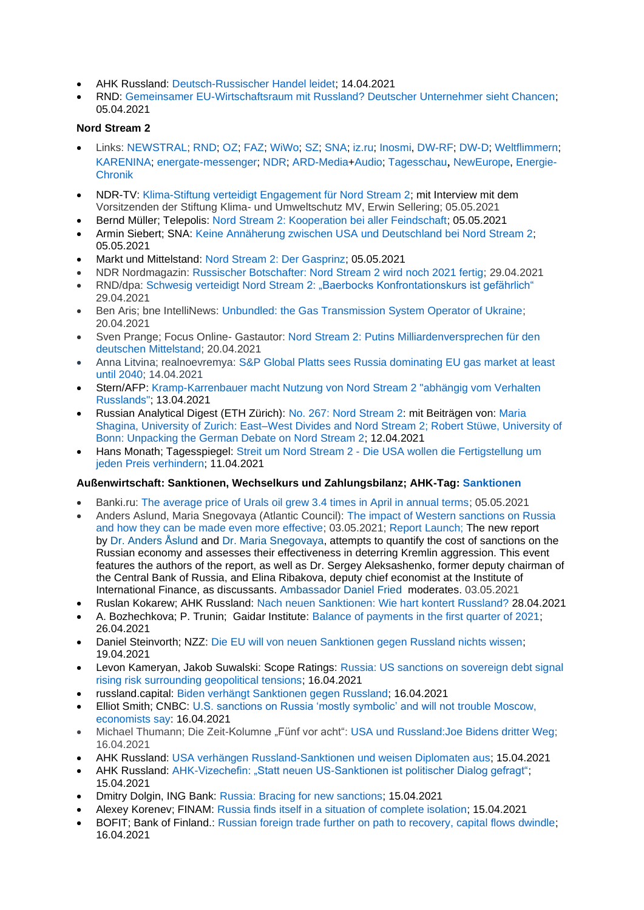- AHK Russland: Deutsch-Russischer Handel leidet; 14.04.2021
- RND: Gemeinsamer EU-Wirtschaftsraum mit Russland? Deutscher Unternehmer sieht Chancen; 05.04.2021

**Nord Stream 2**

- Links: NEWSTRAL; RND; OZ; FAZ; WiWo; SZ; SNA; iz.ru; Inosmi, DW-RF; DW-D; Weltflimmern; KARENINA; energate-messenger; NDR; ARD-Media+Audio; Tagesschau, NewEurope, Energie-Chronik

- NDR-TV: Klima-Stiftung verteidigt Engagement für Nord Stream 2; mit Interview mit dem Vorsitzenden der Stiftung Klima- und Umweltschutz MV, Erwin Sellering; 05.05.2021
- Bernd Müller; Telepolis: Nord Stream 2: Kooperation bei aller Feindschaft; 05.05.2021
- Armin Siebert; SNA: Keine Annäherung zwischen USA und Deutschland bei Nord Stream 2; 05.05.2021
- Markt und Mittelstand: Nord Stream 2: Der Gasprinz; 05.05.2021
- NDR Nordmagazin: Russischer Botschafter: Nord Stream 2 wird noch 2021 fertig; 29.04.2021
- RND/dpa: Schwesig verteidigt Nord Stream 2: „Baerbocks Konfrontationskurs ist gefährlich" 29.04.2021
- Ben Aris; bne IntelliNews: Unbundled: the Gas Transmission System Operator of Ukraine; 20.04.2021
- Sven Prange; Focus Online- Gastautor: Nord Stream 2: Putins Milliardenversprechen für den deutschen Mittelstand; 20.04.2021
- Anna Litvina; realnoevremya: S&P Global Platts sees Russia dominating EU gas market at least until 2040; 14.04.2021
- Stern/AFP: Kramp-Karrenbauer macht Nutzung von Nord Stream 2 "abhängig vom Verhalten Russlands"; 13.04.2021
- Russian Analytical Digest (ETH Zürich): No. 267: Nord Stream 2: mit Beiträgen von: Maria Shagina, University of Zurich: East–West Divides and Nord Stream 2; Robert Stüwe, University of Bonn: Unpacking the German Debate on Nord Stream 2; 12.04.2021
- Hans Monath; Tagesspiegel: Streit um Nord Stream 2 - Die USA wollen die Fertigstellung um jeden Preis verhindern; 11.04.2021

**Außenwirtschaft: Sanktionen, Wechselkurs und Zahlungsbilanz; AHK-Tag: Sanktionen**

- Banki.ru: The average price of Urals oil grew 3.4 times in April in annual terms; 05.05.2021
- Anders Aslund, Maria Snegovaya (Atlantic Council): The impact of Western sanctions on Russia and how they can be made even more effective; 03.05.2021; Report Launch; The new report by Dr. Anders Åslund and Dr. Maria Snegovaya, attempts to quantify the cost of sanctions on the Russian economy and assesses their effectiveness in deterring Kremlin aggression. This event features the authors of the report, as well as Dr. Sergey Aleksashenko, former deputy chairman of the Central Bank of Russia, and Elina Ribakova, deputy chief economist at the Institute of International Finance, as discussants. Ambassador Daniel Fried moderates. 03.05.2021
- Ruslan Kokarew; AHK Russland: Nach neuen Sanktionen: Wie hart kontert Russland? 28.04.2021
- A. Bozhechkova; P. Trunin; Gaidar Institute: Balance of payments in the first quarter of 2021; 26.04.2021
- Daniel Steinvorth; NZZ: Die EU will von neuen Sanktionen gegen Russland nichts wissen; 19.04.2021
- Levon Kameryan, Jakob Suwalski: Scope Ratings: Russia: US sanctions on sovereign debt signal rising risk surrounding geopolitical tensions; 16.04.2021
- russland.capital: Biden verhängt Sanktionen gegen Russland; 16.04.2021
- Elliot Smith; CNBC: U.S. sanctions on Russia 'mostly symbolic' and will not trouble Moscow, economists say: 16.04.2021
- Michael Thumann; Die Zeit-Kolumne „Fünf vor acht": USA und Russland:Joe Bidens dritter Weg; 16.04.2021
- AHK Russland: USA verhängen Russland-Sanktionen und weisen Diplomaten aus; 15.04.2021
- AHK Russland: AHK-Vizechefin: „Statt neuen US-Sanktionen ist politischer Dialog gefragt"; 15.04.2021
- Dmitry Dolgin, ING Bank: Russia: Bracing for new sanctions; 15.04.2021
- Alexey Korenev; FINAM: Russia finds itself in a situation of complete isolation; 15.04.2021
- BOFIT; Bank of Finland.: Russian foreign trade further on path to recovery, capital flows dwindle; 16.04.2021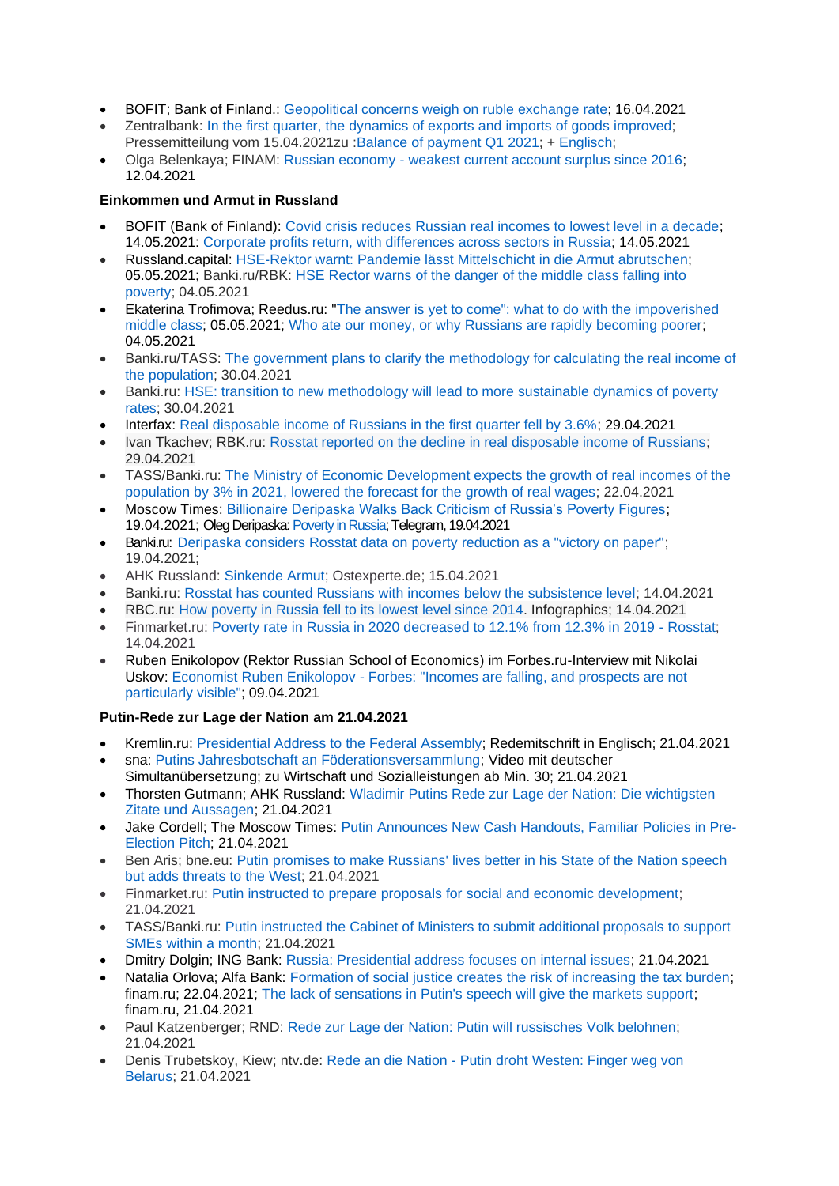- BOFIT; Bank of Finland.: Geopolitical concerns weigh on ruble exchange rate; 16.04.2021
- Zentralbank: In the first quarter, the dynamics of exports and imports of goods improved; Pressemitteilung vom 15.04.2021zu :Balance of payment Q1 2021; + Englisch;
- Olga Belenkaya; FINAM: Russian economy - weakest current account surplus since 2016; 12.04.2021

**Einkommen und Armut in Russland**

- BOFIT (Bank of Finland): Covid crisis reduces Russian real incomes to lowest level in a decade; 14.05.2021: Corporate profits return, with differences across sectors in Russia; 14.05.2021
- Russland.capital: HSE-Rektor warnt: Pandemie lässt Mittelschicht in die Armut abrutschen; 05.05.2021; Banki.ru/RBK: HSE Rector warns of the danger of the middle class falling into poverty; 04.05.2021
- Ekaterina Trofimova; Reedus.ru: "The answer is yet to come": what to do with the impoverished middle class; 05.05.2021; Who ate our money, or why Russians are rapidly becoming poorer; 04.05.2021
- Banki.ru/TASS: The government plans to clarify the methodology for calculating the real income of the population; 30.04.2021
- Banki.ru: HSE: transition to new methodology will lead to more sustainable dynamics of poverty rates; 30.04.2021
- Interfax: Real disposable income of Russians in the first quarter fell by 3.6%; 29.04.2021
- Ivan Tkachev; RBK.ru: Rosstat reported on the decline in real disposable income of Russians; 29.04.2021
- TASS/Banki.ru: The Ministry of Economic Development expects the growth of real incomes of the population by 3% in 2021, lowered the forecast for the growth of real wages; 22.04.2021
- Moscow Times: Billionaire Deripaska Walks Back Criticism of Russia's Poverty Figures; 19.04.2021; Oleg Deripaska: Poverty in Russia; Telegram, 19.04.2021
- Banki.ru: Deripaska considers Rosstat data on poverty reduction as a "victory on paper"; 19.04.2021;
- AHK Russland: Sinkende Armut; Ostexperte.de; 15.04.2021
- Banki.ru: Rosstat has counted Russians with incomes below the subsistence level; 14.04.2021
- RBC.ru: How poverty in Russia fell to its lowest level since 2014. Infographics; 14.04.2021
- Finmarket.ru: Poverty rate in Russia in 2020 decreased to 12.1% from 12.3% in 2019 - Rosstat; 14.04.2021
- Ruben Enikolopov (Rektor Russian School of Economics) im Forbes.ru-Interview mit Nikolai Uskov: Economist Ruben Enikolopov - Forbes: "Incomes are falling, and prospects are not particularly visible"; 09.04.2021

**Putin-Rede zur Lage der Nation am 21.04.2021**

- Kremlin.ru: Presidential Address to the Federal Assembly; Redemitschrift in Englisch; 21.04.2021
- sna: Putins Jahresbotschaft an Föderationsversammlung; Video mit deutscher Simultanübersetzung; zu Wirtschaft und Sozialleistungen ab Min. 30; 21.04.2021
- Thorsten Gutmann; AHK Russland: Wladimir Putins Rede zur Lage der Nation: Die wichtigsten Zitate und Aussagen; 21.04.2021
- Jake Cordell; The Moscow Times: Putin Announces New Cash Handouts, Familiar Policies in Pre-Election Pitch; 21.04.2021
- Ben Aris; bne.eu: Putin promises to make Russians' lives better in his State of the Nation speech but adds threats to the West; 21.04.2021
- Finmarket.ru: Putin instructed to prepare proposals for social and economic development; 21.04.2021
- TASS/Banki.ru: Putin instructed the Cabinet of Ministers to submit additional proposals to support SMEs within a month; 21.04.2021
- Dmitry Dolgin; ING Bank: Russia: Presidential address focuses on internal issues; 21.04.2021
- Natalia Orlova; Alfa Bank: Formation of social justice creates the risk of increasing the tax burden; finam.ru; 22.04.2021; The lack of sensations in Putin's speech will give the markets support; finam.ru, 21.04.2021
- Paul Katzenberger; RND: Rede zur Lage der Nation: Putin will russisches Volk belohnen; 21.04.2021
- Denis Trubetskoy, Kiew; ntv.de: Rede an die Nation - Putin droht Westen: Finger weg von Belarus; 21.04.2021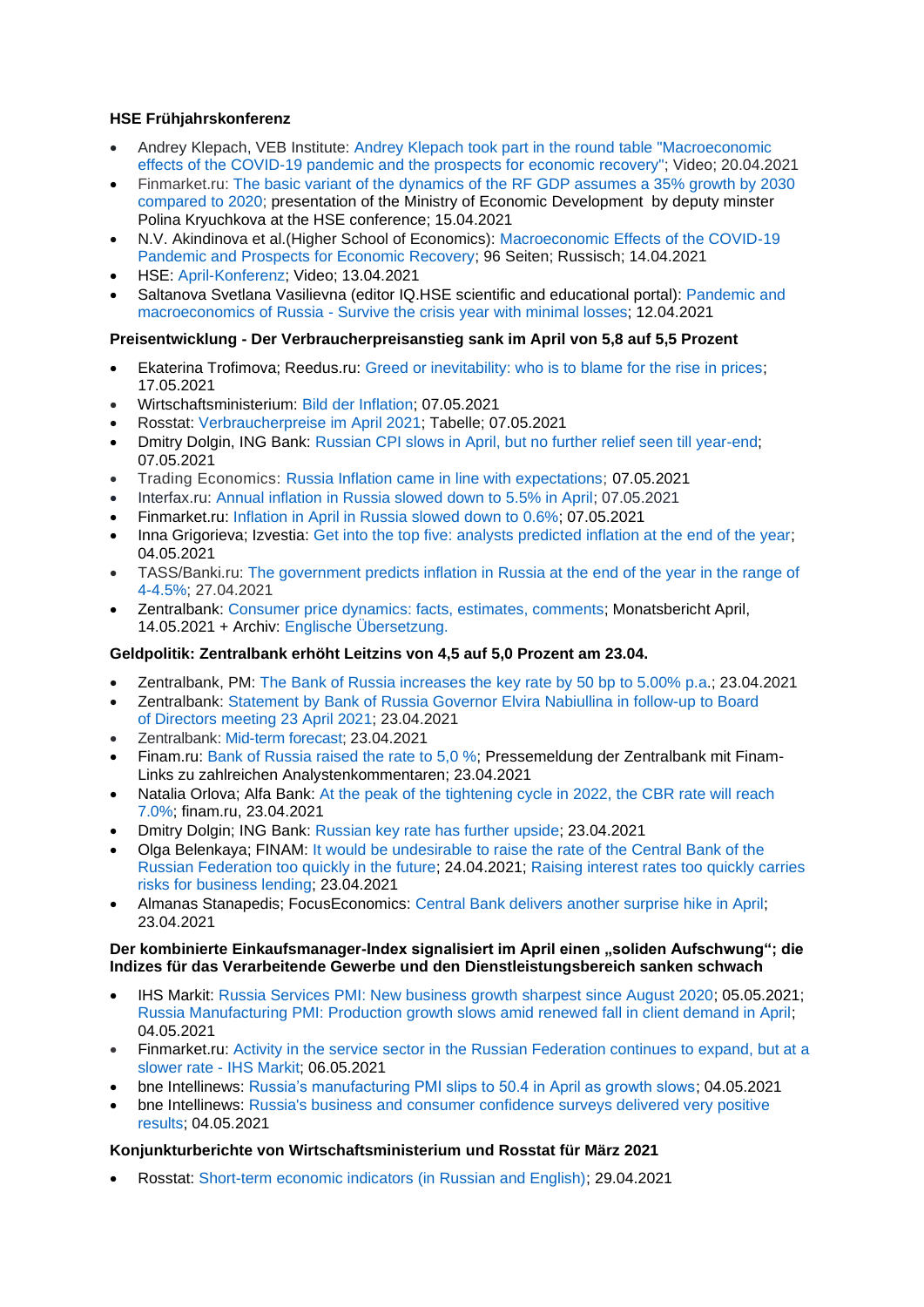**HSE Frühjahrskonferenz**

- Andrey Klepach, VEB Institute: Andrey Klepach took part in the round table "Macroeconomic effects of the COVID-19 pandemic and the prospects for economic recovery"; Video; 20.04.2021
- Finmarket.ru: The basic variant of the dynamics of the RF GDP assumes a 35% growth by 2030 compared to 2020; presentation of the Ministry of Economic Development by deputy minster Polina Kryuchkova at the HSE conference; 15.04.2021
- N.V. Akindinova et al.(Higher School of Economics): Macroeconomic Effects of the COVID-19 Pandemic and Prospects for Economic Recovery; 96 Seiten; Russisch; 14.04.2021
- HSE: April-Konferenz; Video; 13.04.2021
- Saltanova Svetlana Vasilievna (editor IQ.HSE scientific and educational portal): Pandemic and macroeconomics of Russia - Survive the crisis year with minimal losses; 12.04.2021

**Preisentwicklung - Der Verbraucherpreisanstieg sank im April von 5,8 auf 5,5 Prozent**

- Ekaterina Trofimova; Reedus.ru: Greed or inevitability: who is to blame for the rise in prices; 17.05.2021
- Wirtschaftsministerium: Bild der Inflation; 07.05.2021
- Rosstat: Verbraucherpreise im April 2021; Tabelle; 07.05.2021
- Dmitry Dolgin, ING Bank: Russian CPI slows in April, but no further relief seen till year-end; 07.05.2021
- Trading Economics: Russia Inflation came in line with expectations; 07.05.2021
- Interfax.ru: Annual inflation in Russia slowed down to 5.5% in April; 07.05.2021
- Finmarket.ru: Inflation in April in Russia slowed down to 0.6%; 07.05.2021
- Inna Grigorieva; Izvestia: Get into the top five: analysts predicted inflation at the end of the year; 04.05.2021
- TASS/Banki.ru: The government predicts inflation in Russia at the end of the year in the range of 4-4.5%; 27.04.2021
- Zentralbank: Consumer price dynamics: facts, estimates, comments; Monatsbericht April, 14.05.2021 + Archiv: Englische Übersetzung.

**Geldpolitik: Zentralbank erhöht Leitzins von 4,5 auf 5,0 Prozent am 23.04.**

- Zentralbank, PM: The Bank of Russia increases the key rate by 50 bp to 5.00% p.a.; 23.04.2021
- Zentralbank: Statement by Bank of Russia Governor Elvira Nabiullina in follow-up to Board of Directors meeting 23 April 2021; 23.04.2021
- Zentralbank: Mid-term forecast; 23.04.2021
- Finam.ru: Bank of Russia raised the rate to 5,0 %; Pressemeldung der Zentralbank mit Finam-Links zu zahlreichen Analystenkommentaren; 23.04.2021
- Natalia Orlova; Alfa Bank: At the peak of the tightening cycle in 2022, the CBR rate will reach 7.0%; finam.ru, 23.04.2021
- Dmitry Dolgin; ING Bank: Russian key rate has further upside; 23.04.2021
- Olga Belenkaya; FINAM: It would be undesirable to raise the rate of the Central Bank of the Russian Federation too quickly in the future; 24.04.2021; Raising interest rates too quickly carries risks for business lending; 23.04.2021
- Almanas Stanapedis; FocusEconomics: Central Bank delivers another surprise hike in April; 23.04.2021

**Der kombinierte Einkaufsmanager-Index signalisiert im April einen „soliden Aufschwung"; die Indizes für das Verarbeitende Gewerbe und den Dienstleistungsbereich sanken schwach**

- IHS Markit: Russia Services PMI: New business growth sharpest since August 2020; 05.05.2021; Russia Manufacturing PMI: Production growth slows amid renewed fall in client demand in April; 04.05.2021
- Finmarket.ru: Activity in the service sector in the Russian Federation continues to expand, but at a slower rate - IHS Markit; 06.05.2021
- bne Intellinews: Russia's manufacturing PMI slips to 50.4 in April as growth slows; 04.05.2021
- bne Intellinews: Russia's business and consumer confidence surveys delivered very positive results; 04.05.2021

**Konjunkturberichte von Wirtschaftsministerium und Rosstat für März 2021**

- Rosstat: Short-term economic indicators (in Russian and English); 29.04.2021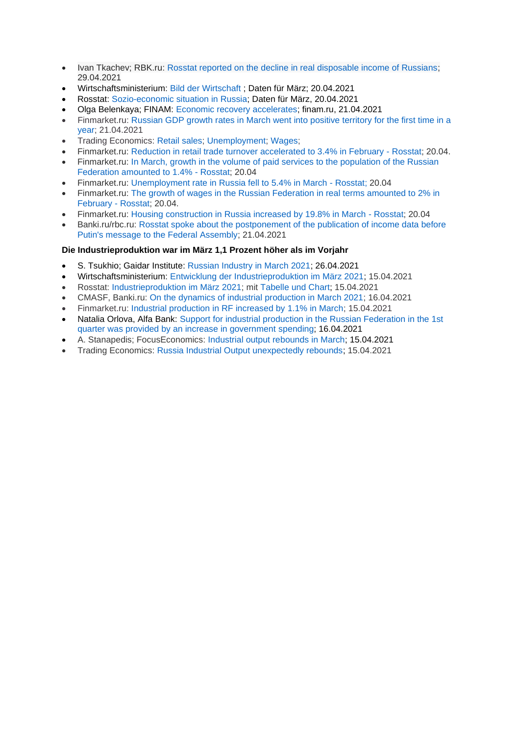- Ivan Tkachev; RBK.ru: Rosstat reported on the decline in real disposable income of Russians; 29.04.2021
- Wirtschaftsministerium: Bild der Wirtschaft ; Daten für März; 20.04.2021
- Rosstat: Sozio-economic situation in Russia; Daten für März, 20.04.2021
- Olga Belenkaya; FINAM: Economic recovery accelerates; finam.ru, 21.04.2021
- Finmarket.ru: Russian GDP growth rates in March went into positive territory for the first time in a year; 21.04.2021
- Trading Economics: Retail sales; Unemployment; Wages;
- Finmarket.ru: Reduction in retail trade turnover accelerated to 3.4% in February - Rosstat; 20.04.
- Finmarket.ru: In March, growth in the volume of paid services to the population of the Russian Federation amounted to 1.4% - Rosstat; 20.04
- Finmarket.ru: Unemployment rate in Russia fell to 5.4% in March - Rosstat; 20.04
- Finmarket.ru: The growth of wages in the Russian Federation in real terms amounted to 2% in February - Rosstat; 20.04.
- Finmarket.ru: Housing construction in Russia increased by 19.8% in March - Rosstat; 20.04
- Banki.ru/rbc.ru: Rosstat spoke about the postponement of the publication of income data before Putin's message to the Federal Assembly; 21.04.2021

**Die Industrieproduktion war im März 1,1 Prozent höher als im Vorjahr**

- S. Tsukhio; Gaidar Institute: Russian Industry in March 2021; 26.04.2021
- Wirtschaftsministerium: Entwicklung der Industrieproduktion im März 2021; 15.04.2021
- Rosstat: Industrieproduktion im März 2021; mit Tabelle und Chart; 15.04.2021
- CMASF, Banki.ru: On the dynamics of industrial production in March 2021; 16.04.2021
- Finmarket.ru: Industrial production in RF increased by 1.1% in March; 15.04.2021
- Natalia Orlova, Alfa Bank: Support for industrial production in the Russian Federation in the 1st quarter was provided by an increase in government spending; 16.04.2021
- A. Stanapedis; FocusEconomics: Industrial output rebounds in March; 15.04.2021
- Trading Economics: Russia Industrial Output unexpectedly rebounds; 15.04.2021